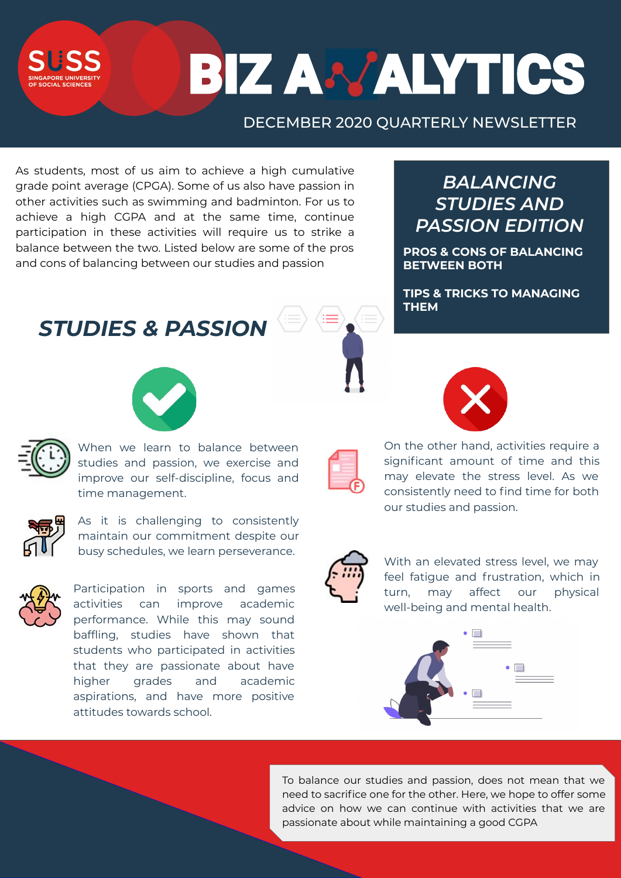# BIZ ANALYTICS

DECEMBER 2020 QUARTERLY NEWSLETTER

SUSS SINGAPORE UNIVERSITY OF SOCIAL SCIENCES

## *BALANCING STUDIES AND PASSION EDITION*

**PROS & CONS OF BALANCING BETWEEN BOTH**

**TIPS & TRICKS TO MANAGING THEM**

As students, most of us aim to achieve a high cumulative grade point average (CPGA). Some of us also have passion in other activities such as swimming and badminton. For us to achieve a high CGPA and at the same time, continue participation in these activities will require us to strike a balance between the two. Listed below are some of the pros and cons of balancing between our studies and passion

## *STUDIES & PASSION*

When we learn to balance between studies and passion, we exercise and improve our self-discipline, focus and time management.

As it is challenging to consistently maintain our commitment despite our busy schedules, we learn perseverance.

Participation in sports and games activities can improve academic performance. While this may sound baffling, studies have shown that students who participated in activities that they are passionate about have higher grades and academic aspirations, and have more positive attitudes towards school.

On the other hand, activities require a significant amount of time and this may elevate the stress level. As we consistently need to find time for both our studies and passion.

With an elevated stress level, we may feel fatigue and frustration, which in turn, may affect our physical well-being and mental health.

To balance our studies and passion, does not mean that we need to sacrifice one for the other. Here, we hope to offer some advice on how we can continue with activities that we are passionate about while maintaining a good CGPA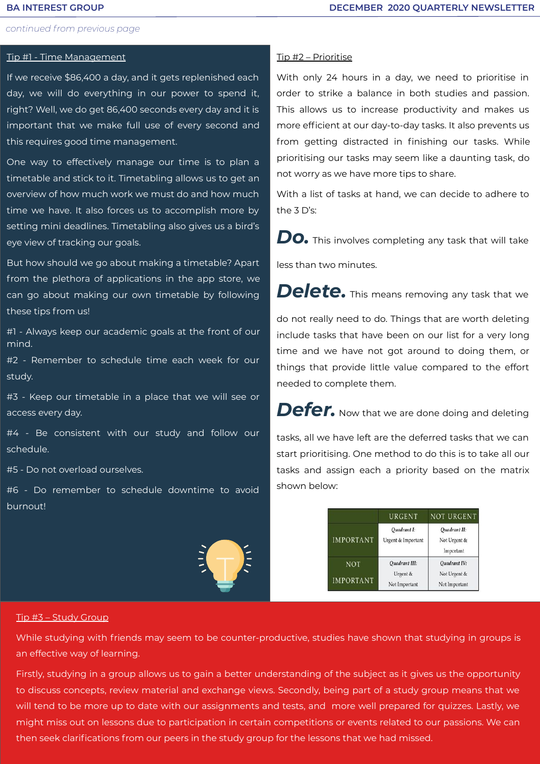*continued from previous page*

## Tip #1 - Time Management

If we receive $86,400 a day, and it gets replenished each day, we will do everything in our power to spend it, right? Well, we do get 86,400 seconds every day and it is important that we make full use of every second and this requires good time management.

One way to effectively manage our time is to plan a timetable and stick to it. Timetabling allows us to get an overview of how much work we must do and how much time we have. It also forces us to accomplish more by setting mini deadlines. Timetabling also gives us a bird's eye view of tracking our goals.

But how should we go about making a timetable? Apart from the plethora of applications in the app store, we can go about making our own timetable by following these tips from us!

#1 - Always keep our academic goals at the front of our mind.

#2 - Remember to schedule time each week for our study.

#3 - Keep our timetable in a place that we will see or access every day.

#4 - Be consistent with our study and follow our schedule.

#5 - Do not overload ourselves.

#6 - Do remember to schedule downtime to avoid burnout!

## Tip #2 – Prioritise

With only 24 hours in a day, we need to prioritise in order to strike a balance in both studies and passion. This allows us to increase productivity and makes us more efficient at our day-to-day tasks. It also prevents us from getting distracted in finishing our tasks. While prioritising our tasks may seem like a daunting task, do not worry as we have more tips to share.

With a list of tasks at hand, we can decide to adhere to the 3 D's:

***Do.*** This involves completing any task that will take less than two minutes.

***Delete.*** This means removing any task that we do not really need to do. Things that are worth deleting include tasks that have been on our list for a very long time and we have not got around to doing them, or things that provide little value compared to the effort needed to complete them.

***Defer.*** Now that we are done doing and deleting tasks, all we have left are the deferred tasks that we can start prioritising. One method to do this is to take all our tasks and assign each a priority based on the matrix shown below:

| | URGENT | NOT URGENT |
|---|---|---|
| IMPORTANT | *Quadrant I:* Urgent & Important | *Quadrant II:* Not Urgent & Important |
| NOT IMPORTANT | *Quadrant III:* Urgent & Not Important | *Quadrant IV:* Not Urgent & Not Important |

## Tip #3 – Study Group

While studying with friends may seem to be counter-productive, studies have shown that studying in groups is an effective way of learning.

Firstly, studying in a group allows us to gain a better understanding of the subject as it gives us the opportunity to discuss concepts, review material and exchange views. Secondly, being part of a study group means that we will tend to be more up to date with our assignments and tests, and more well prepared for quizzes. Lastly, we might miss out on lessons due to participation in certain competitions or events related to our passions. We can then seek clarifications from our peers in the study group for the lessons that we had missed.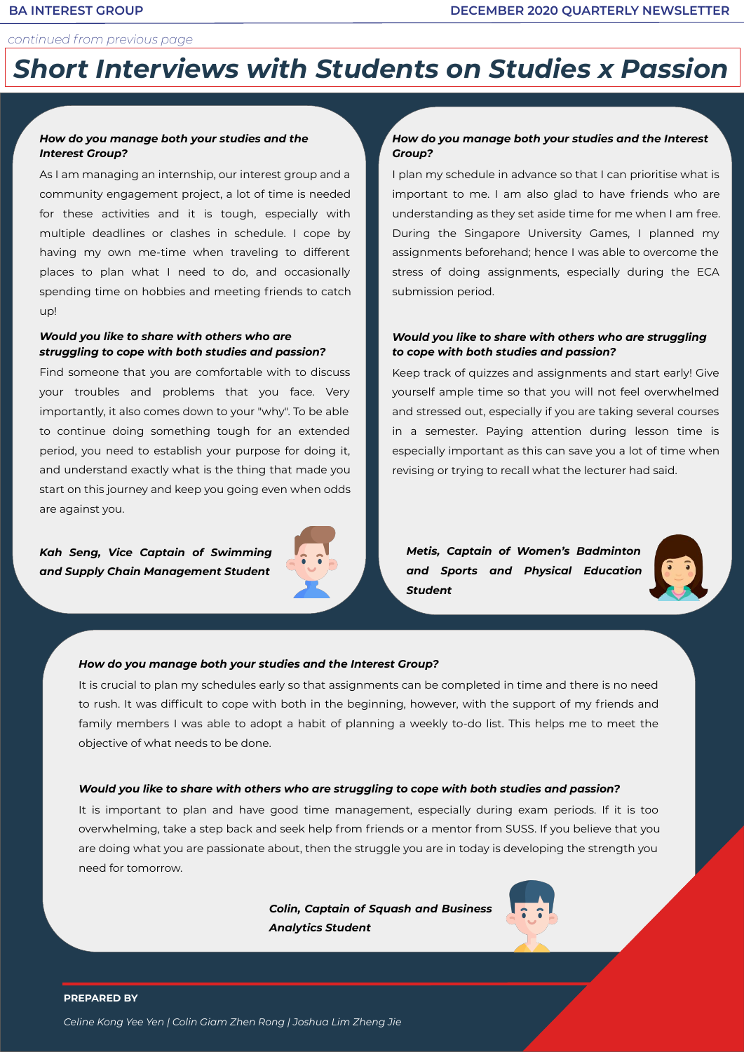*continued from previous page*

# Short Interviews with Students on Studies x Passion

***How do you manage both your studies and the Interest Group?***

As I am managing an internship, our interest group and a community engagement project, a lot of time is needed for these activities and it is tough, especially with multiple deadlines or clashes in schedule. I cope by having my own me-time when traveling to different places to plan what I need to do, and occasionally spending time on hobbies and meeting friends to catch up!

***Would you like to share with others who are struggling to cope with both studies and passion?***

Find someone that you are comfortable with to discuss your troubles and problems that you face. Very importantly, it also comes down to your "why". To be able to continue doing something tough for an extended period, you need to establish your purpose for doing it, and understand exactly what is the thing that made you start on this journey and keep you going even when odds are against you.

***Kah Seng, Vice Captain of Swimming and Supply Chain Management Student***

***How do you manage both your studies and the Interest Group?***

I plan my schedule in advance so that I can prioritise what is important to me. I am also glad to have friends who are understanding as they set aside time for me when I am free. During the Singapore University Games, I planned my assignments beforehand; hence I was able to overcome the stress of doing assignments, especially during the ECA submission period.

***Would you like to share with others who are struggling to cope with both studies and passion?***

Keep track of quizzes and assignments and start early! Give yourself ample time so that you will not feel overwhelmed and stressed out, especially if you are taking several courses in a semester. Paying attention during lesson time is especially important as this can save you a lot of time when revising or trying to recall what the lecturer had said.

***Metis, Captain of Women's Badminton and Sports and Physical Education Student***

***How do you manage both your studies and the Interest Group?***

It is crucial to plan my schedules early so that assignments can be completed in time and there is no need to rush. It was difficult to cope with both in the beginning, however, with the support of my friends and family members I was able to adopt a habit of planning a weekly to-do list. This helps me to meet the objective of what needs to be done.

***Would you like to share with others who are struggling to cope with both studies and passion?***

It is important to plan and have good time management, especially during exam periods. If it is too overwhelming, take a step back and seek help from friends or a mentor from SUSS. If you believe that you are doing what you are passionate about, then the struggle you are in today is developing the strength you need for tomorrow.

***Colin, Captain of Squash and Business Analytics Student***

**PREPARED BY**

*Celine Kong Yee Yen | Colin Giam Zhen Rong | Joshua Lim Zheng Jie*